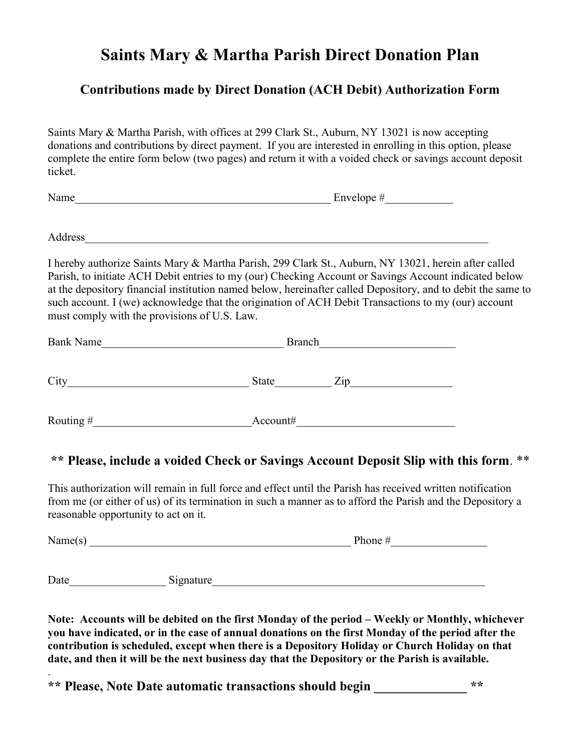# Saints Mary & Martha Parish Direct Donation Plan

## Contributions made by Direct Donation (ACH Debit) Authorization Form

Saints Mary & Martha Parish, with offices at 299 Clark St., Auburn, NY 13021 is now accepting donations and contributions by direct payment. If you are interested in enrolling in this option, please complete the entire form below (two pages) and return it with a voided check or savings account deposit ticket.

Name_______________________________________________ Envelope #____________

Address__________________________________________________________________________

I hereby authorize Saints Mary & Martha Parish, 299 Clark St., Auburn, NY 13021, herein after called Parish, to initiate ACH Debit entries to my (our) Checking Account or Savings Account indicated below at the depository financial institution named below, hereinafter called Depository, and to debit the same to such account. I (we) acknowledge that the origination of ACH Debit Transactions to my (our) account must comply with the provisions of U.S. Law.

Bank Name_________________________________ Branch________________________

City_________________________________ State__________ Zip_________________

Routing #____________________________Account#___________________________

### ** Please, include a voided Check or Savings Account Deposit Slip with this form. **

This authorization will remain in full force and effect until the Parish has received written notification from me (or either of us) of its termination in such a manner as to afford the Parish and the Depository a reasonable opportunity to act on it.

Name(s) _______________________________________________ Phone #_________________

Date_________________ Signature__________________________________________________

**Note: Accounts will be debited on the first Monday of the period – Weekly or Monthly, whichever you have indicated, or in the case of annual donations on the first Monday of the period after the contribution is scheduled, except when there is a Depository Holiday or Church Holiday on that date, and then it will be the next business day that the Depository or the Parish is available.**

.

### ** Please, Note Date automatic transactions should begin ______________ **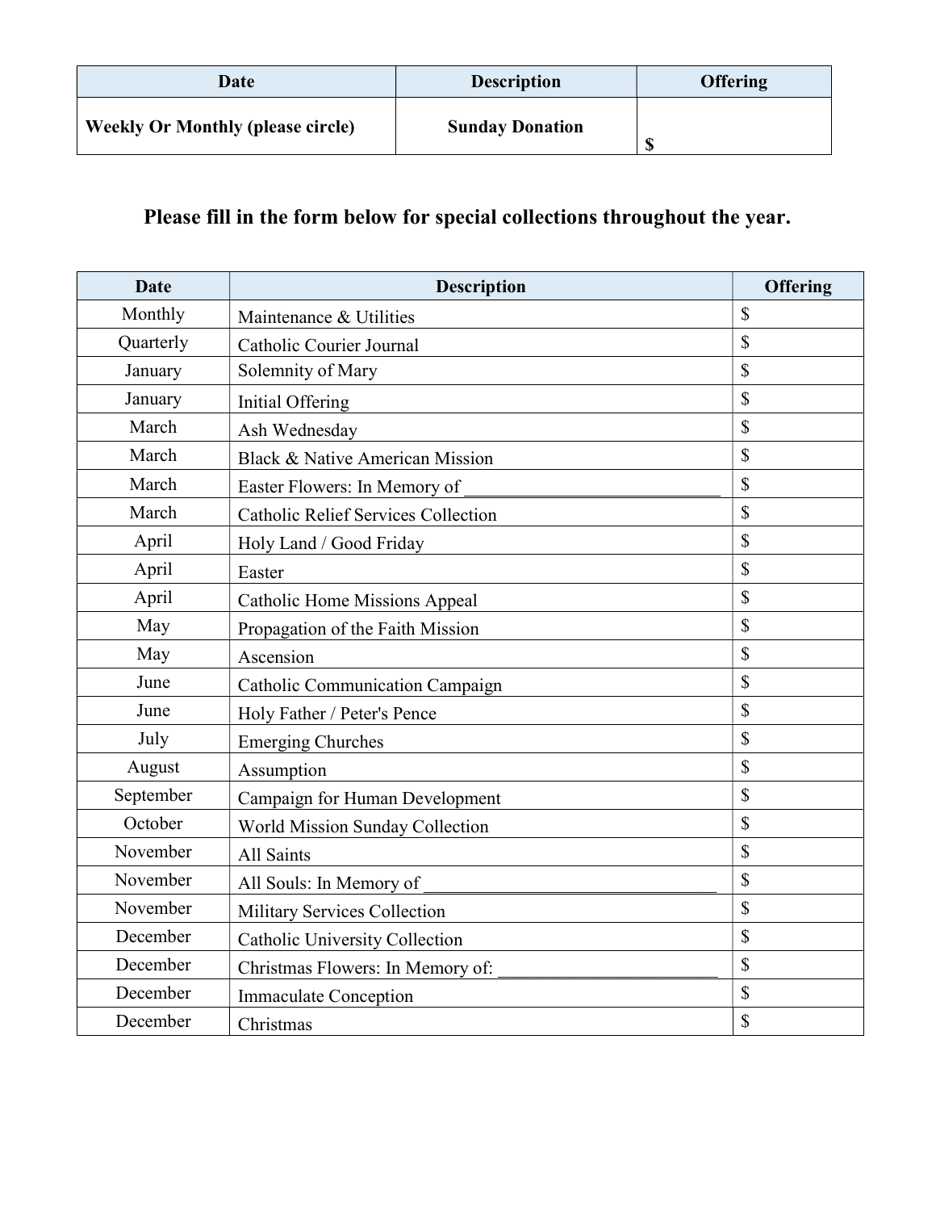| Date | Description | Offering |
| --- | --- | --- |
| **Weekly Or Monthly (please circle)** | **Sunday Donation** | **$** |

### Please fill in the form below for special collections throughout the year.

| Date | Description | Offering |
| --- | --- | --- |
| Monthly | Maintenance & Utilities | $ |
| Quarterly | Catholic Courier Journal | $ |
| January | Solemnity of Mary | $ |
| January | Initial Offering | $ |
| March | Ash Wednesday | $ |
| March | Black & Native American Mission | $ |
| March | Easter Flowers: In Memory of ____________________________ | $ |
| March | Catholic Relief Services Collection | $ |
| April | Holy Land / Good Friday | $ |
| April | Easter | $ |
| April | Catholic Home Missions Appeal | $ |
| May | Propagation of the Faith Mission | $ |
| May | Ascension | $ |
| June | Catholic Communication Campaign | $ |
| June | Holy Father / Peter's Pence | $ |
| July | Emerging Churches | $ |
| August | Assumption | $ |
| September | Campaign for Human Development | $ |
| October | World Mission Sunday Collection | $ |
| November | All Saints | $ |
| November | All Souls: In Memory of _________________________________ | $ |
| November | Military Services Collection | $ |
| December | Catholic University Collection | $ |
| December | Christmas Flowers: In Memory of: _________________________ | $ |
| December | Immaculate Conception | $ |
| December | Christmas | $ |